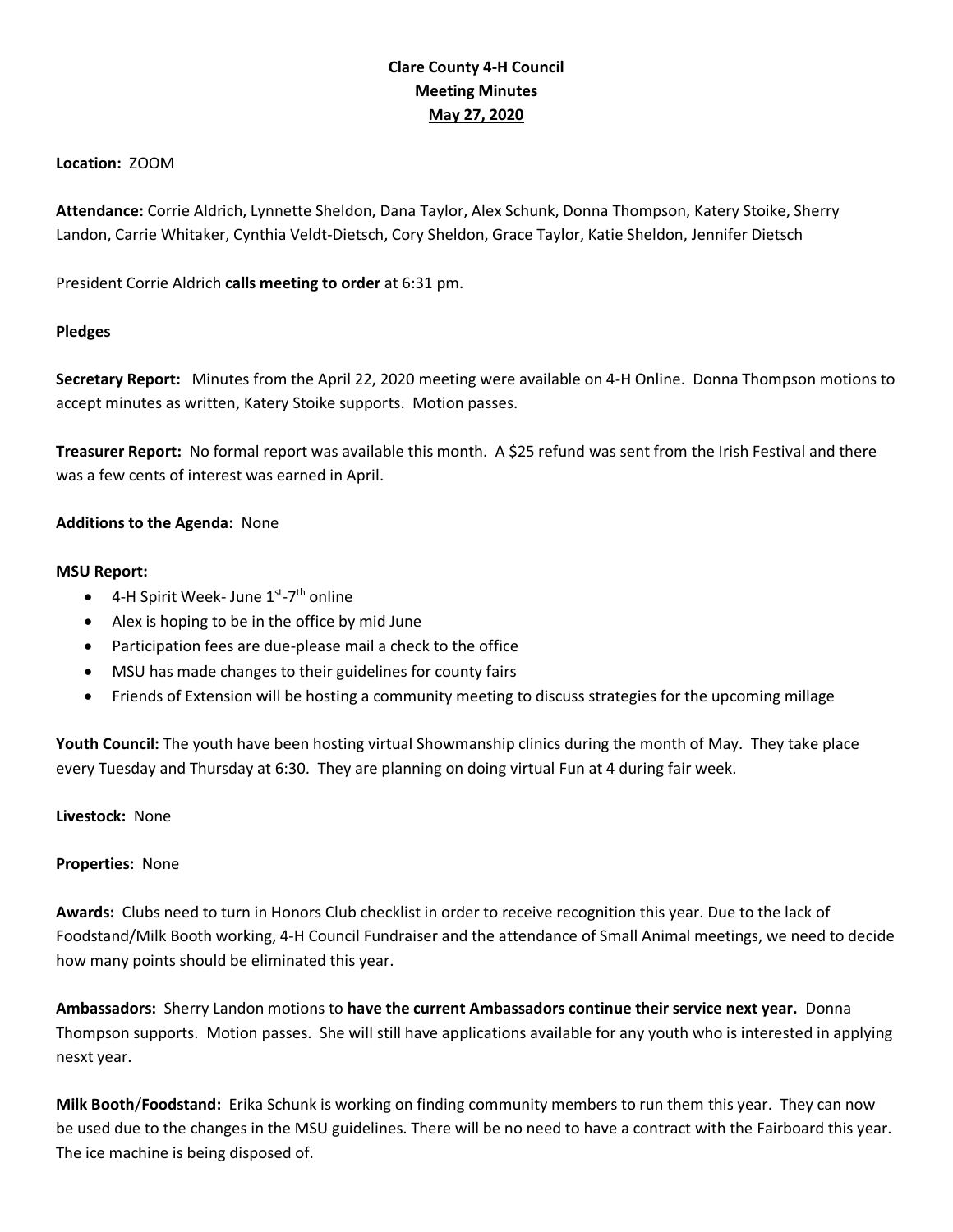**Clare County 4-H Council**
**Meeting Minutes**
**May 27, 2020**

**Location:** ZOOM

**Attendance:** Corrie Aldrich, Lynnette Sheldon, Dana Taylor, Alex Schunk, Donna Thompson, Katery Stoike, Sherry Landon, Carrie Whitaker, Cynthia Veldt-Dietsch, Cory Sheldon, Grace Taylor, Katie Sheldon, Jennifer Dietsch

President Corrie Aldrich **calls meeting to order** at 6:31 pm.

**Pledges**

**Secretary Report:** Minutes from the April 22, 2020 meeting were available on 4-H Online. Donna Thompson motions to accept minutes as written, Katery Stoike supports. Motion passes.

**Treasurer Report:** No formal report was available this month. A $25 refund was sent from the Irish Festival and there was a few cents of interest was earned in April.

**Additions to the Agenda:** None

**MSU Report:**

- 4-H Spirit Week- June 1st-7th online
- Alex is hoping to be in the office by mid June
- Participation fees are due-please mail a check to the office
- MSU has made changes to their guidelines for county fairs
- Friends of Extension will be hosting a community meeting to discuss strategies for the upcoming millage

**Youth Council:** The youth have been hosting virtual Showmanship clinics during the month of May. They take place every Tuesday and Thursday at 6:30. They are planning on doing virtual Fun at 4 during fair week.

**Livestock:** None

**Properties:** None

**Awards:** Clubs need to turn in Honors Club checklist in order to receive recognition this year. Due to the lack of Foodstand/Milk Booth working, 4-H Council Fundraiser and the attendance of Small Animal meetings, we need to decide how many points should be eliminated this year.

**Ambassadors:** Sherry Landon motions to **have the current Ambassadors continue their service next year.** Donna Thompson supports. Motion passes. She will still have applications available for any youth who is interested in applying nesxt year.

**Milk Booth/Foodstand:** Erika Schunk is working on finding community members to run them this year. They can now be used due to the changes in the MSU guidelines. There will be no need to have a contract with the Fairboard this year. The ice machine is being disposed of.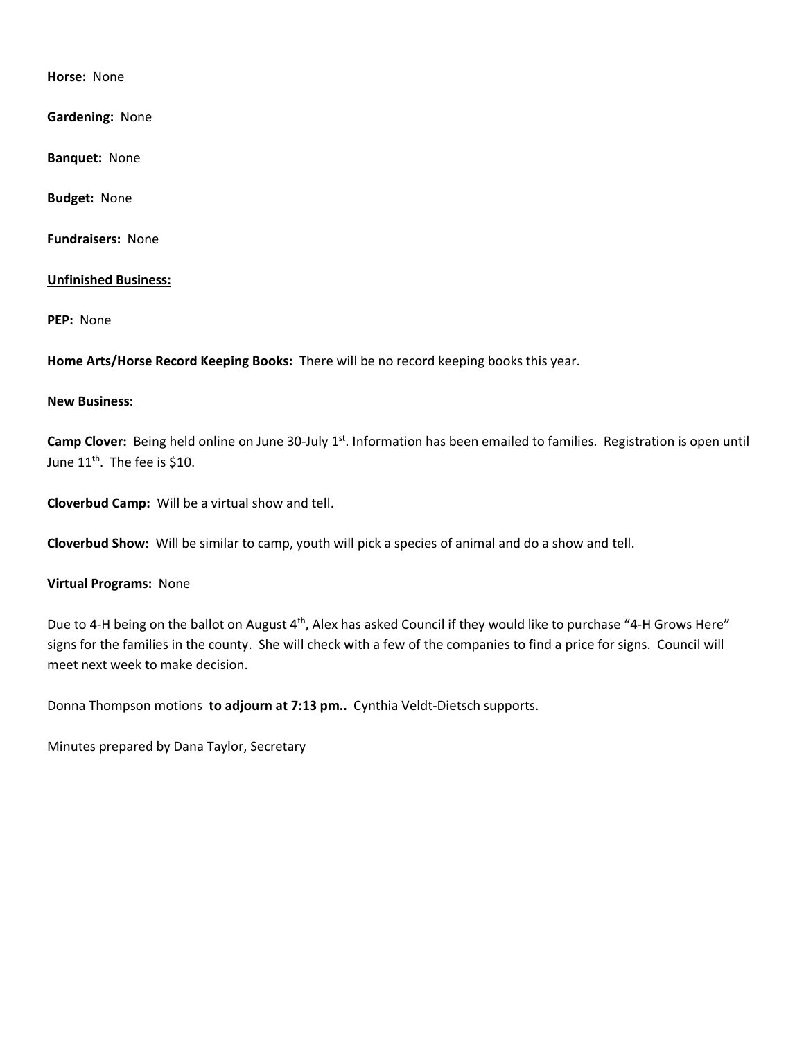**Horse:** None

**Gardening:** None

**Banquet:** None

**Budget:** None

**Fundraisers:** None

**Unfinished Business:**

**PEP:** None

**Home Arts/Horse Record Keeping Books:** There will be no record keeping books this year.

**New Business:**

**Camp Clover:** Being held online on June 30-July 1st. Information has been emailed to families. Registration is open until June 11th. The fee is $10.

**Cloverbud Camp:** Will be a virtual show and tell.

**Cloverbud Show:** Will be similar to camp, youth will pick a species of animal and do a show and tell.

**Virtual Programs:** None

Due to 4-H being on the ballot on August 4th, Alex has asked Council if they would like to purchase "4-H Grows Here" signs for the families in the county. She will check with a few of the companies to find a price for signs. Council will meet next week to make decision.

Donna Thompson motions **to adjourn at 7:13 pm..** Cynthia Veldt-Dietsch supports.

Minutes prepared by Dana Taylor, Secretary